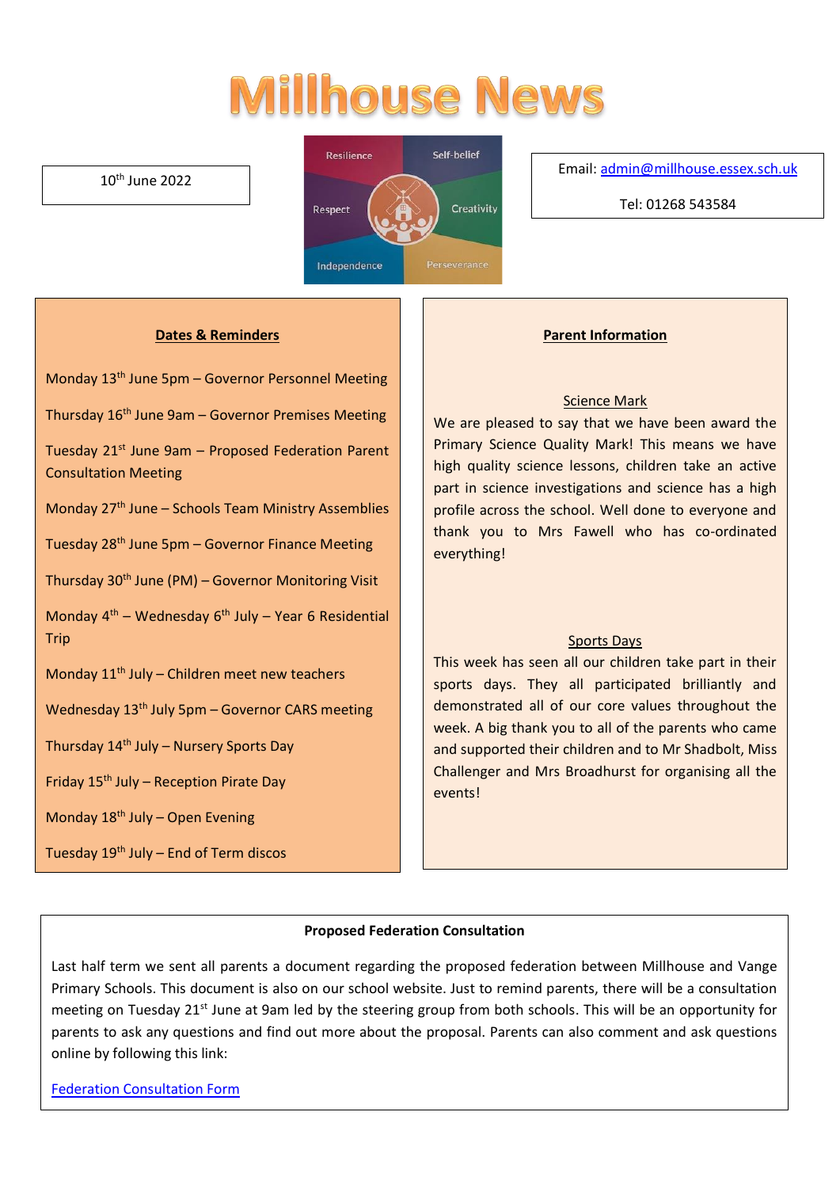# Millhouse News

10th June 2022

Resilience | Self-belief | Respect | Creativity | Independence | Perseverance

Email: [admin@millhouse.essex.sch.uk](mailto:admin@millhouse.essex.sch.uk)

Tel: 01268 543584

## Dates & Reminders

Monday 13th June 5pm – Governor Personnel Meeting

Thursday 16th June 9am – Governor Premises Meeting

Tuesday 21st June 9am – Proposed Federation Parent Consultation Meeting

Monday 27th June – Schools Team Ministry Assemblies

Tuesday 28th June 5pm – Governor Finance Meeting

Thursday 30th June (PM) – Governor Monitoring Visit

Monday 4th – Wednesday 6th July – Year 6 Residential Trip

Monday 11th July – Children meet new teachers

Wednesday 13th July 5pm – Governor CARS meeting

Thursday 14th July – Nursery Sports Day

Friday 15th July – Reception Pirate Day

Monday 18th July – Open Evening

Tuesday 19th July – End of Term discos

## Parent Information

### Science Mark

We are pleased to say that we have been award the Primary Science Quality Mark! This means we have high quality science lessons, children take an active part in science investigations and science has a high profile across the school. Well done to everyone and thank you to Mrs Fawell who has co-ordinated everything!

### Sports Days

This week has seen all our children take part in their sports days. They all participated brilliantly and demonstrated all of our core values throughout the week. A big thank you to all of the parents who came and supported their children and to Mr Shadbolt, Miss Challenger and Mrs Broadhurst for organising all the events!

## Proposed Federation Consultation

Last half term we sent all parents a document regarding the proposed federation between Millhouse and Vange Primary Schools. This document is also on our school website. Just to remind parents, there will be a consultation meeting on Tuesday 21st June at 9am led by the steering group from both schools. This will be an opportunity for parents to ask any questions and find out more about the proposal. Parents can also comment and ask questions online by following this link:

Federation Consultation Form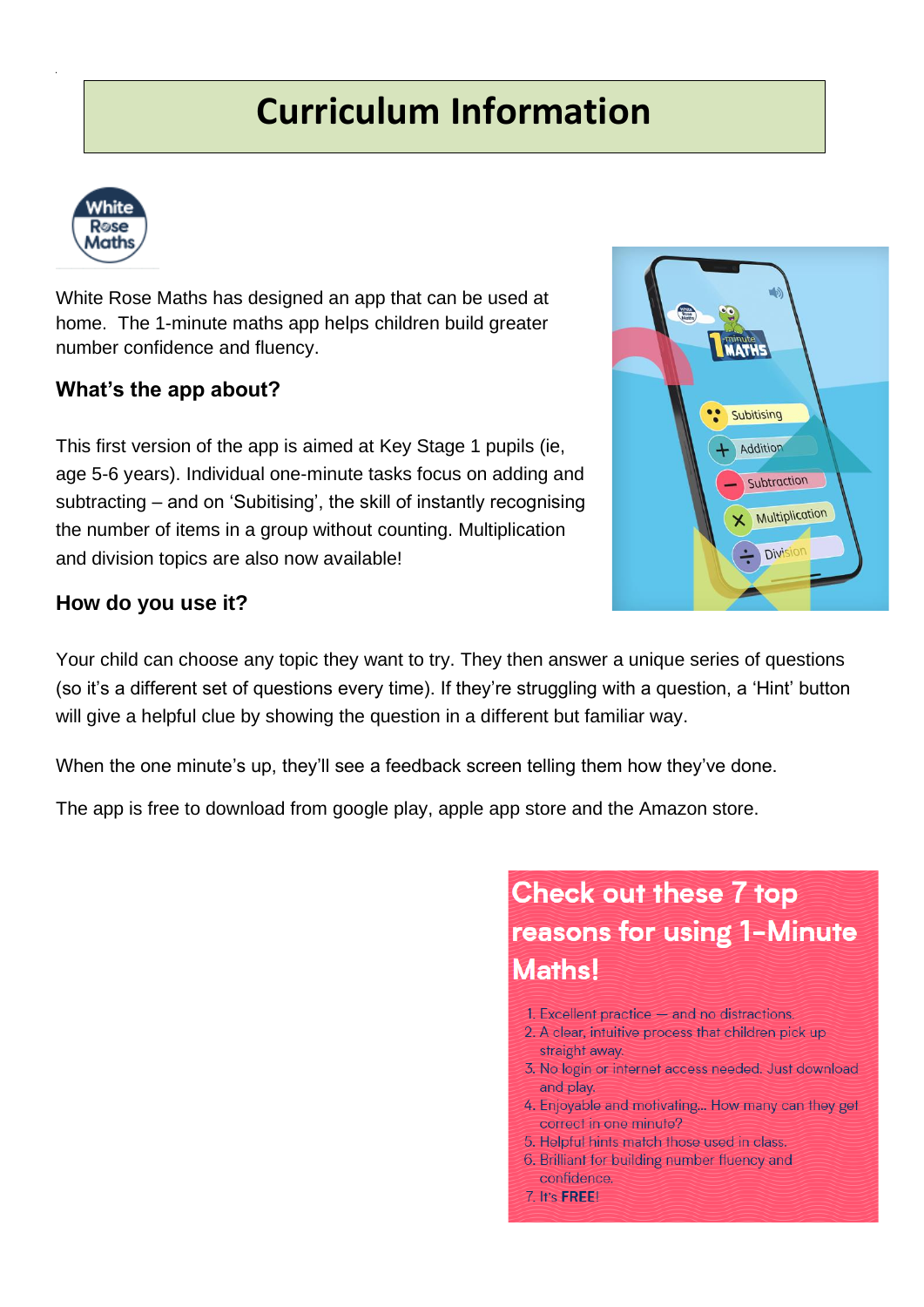# Curriculum Information

White Rose Maths has designed an app that can be used at home. The 1-minute maths app helps children build greater number confidence and fluency.

### What's the app about?

This first version of the app is aimed at Key Stage 1 pupils (ie, age 5-6 years). Individual one-minute tasks focus on adding and subtracting – and on 'Subitising', the skill of instantly recognising the number of items in a group without counting. Multiplication and division topics are also now available!

### How do you use it?

Your child can choose any topic they want to try. They then answer a unique series of questions (so it's a different set of questions every time). If they're struggling with a question, a 'Hint' button will give a helpful clue by showing the question in a different but familiar way.

When the one minute's up, they'll see a feedback screen telling them how they've done.

The app is free to download from google play, apple app store and the Amazon store.

## Check out these 7 top reasons for using 1-Minute Maths!

1. Excellent practice — and no distractions.
2. A clear, intuitive process that children pick up straight away.
3. No login or internet access needed. Just download and play.
4. Enjoyable and motivating... How many can they get correct in one minute?
5. Helpful hints match those used in class.
6. Brilliant for building number fluency and confidence.
7. It's **FREE**!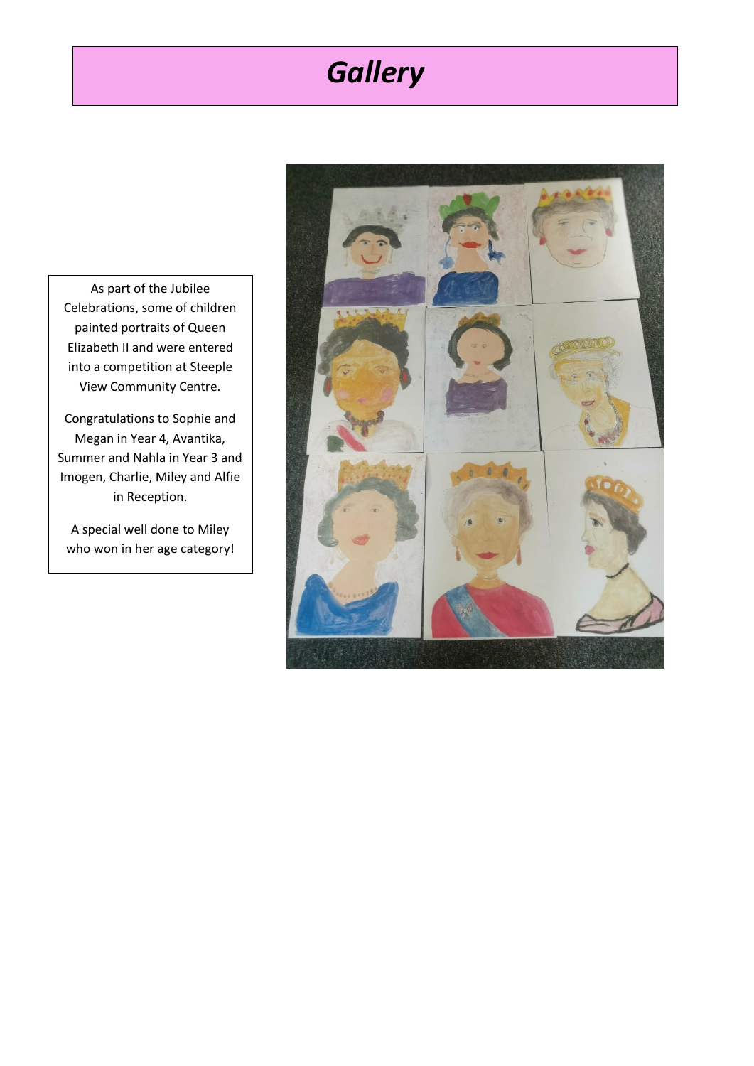# *Gallery*

As part of the Jubilee Celebrations, some of children painted portraits of Queen Elizabeth II and were entered into a competition at Steeple View Community Centre.

Congratulations to Sophie and Megan in Year 4, Avantika, Summer and Nahla in Year 3 and Imogen, Charlie, Miley and Alfie in Reception.

A special well done to Miley who won in her age category!